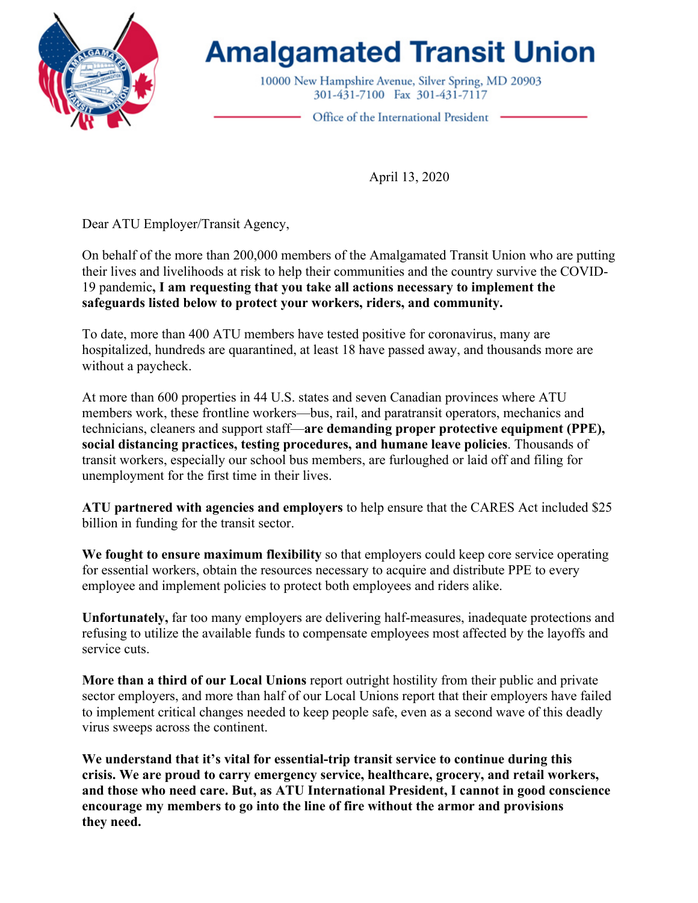# Amalgamated Transit Union

10000 New Hampshire Avenue, Silver Spring, MD 20903
301-431-7100 Fax 301-431-7117

Office of the International President

April 13, 2020

Dear ATU Employer/Transit Agency,

On behalf of the more than 200,000 members of the Amalgamated Transit Union who are putting their lives and livelihoods at risk to help their communities and the country survive the COVID-19 pandemic**, I am requesting that you take all actions necessary to implement the safeguards listed below to protect your workers, riders, and community.**

To date, more than 400 ATU members have tested positive for coronavirus, many are hospitalized, hundreds are quarantined, at least 18 have passed away, and thousands more are without a paycheck.

At more than 600 properties in 44 U.S. states and seven Canadian provinces where ATU members work, these frontline workers—bus, rail, and paratransit operators, mechanics and technicians, cleaners and support staff—**are demanding proper protective equipment (PPE), social distancing practices, testing procedures, and humane leave policies**. Thousands of transit workers, especially our school bus members, are furloughed or laid off and filing for unemployment for the first time in their lives.

**ATU partnered with agencies and employers** to help ensure that the CARES Act included $25 billion in funding for the transit sector.

**We fought to ensure maximum flexibility** so that employers could keep core service operating for essential workers, obtain the resources necessary to acquire and distribute PPE to every employee and implement policies to protect both employees and riders alike.

**Unfortunately,** far too many employers are delivering half-measures, inadequate protections and refusing to utilize the available funds to compensate employees most affected by the layoffs and service cuts.

**More than a third of our Local Unions** report outright hostility from their public and private sector employers, and more than half of our Local Unions report that their employers have failed to implement critical changes needed to keep people safe, even as a second wave of this deadly virus sweeps across the continent.

**We understand that it's vital for essential-trip transit service to continue during this crisis. We are proud to carry emergency service, healthcare, grocery, and retail workers, and those who need care. But, as ATU International President, I cannot in good conscience encourage my members to go into the line of fire without the armor and provisions they need.**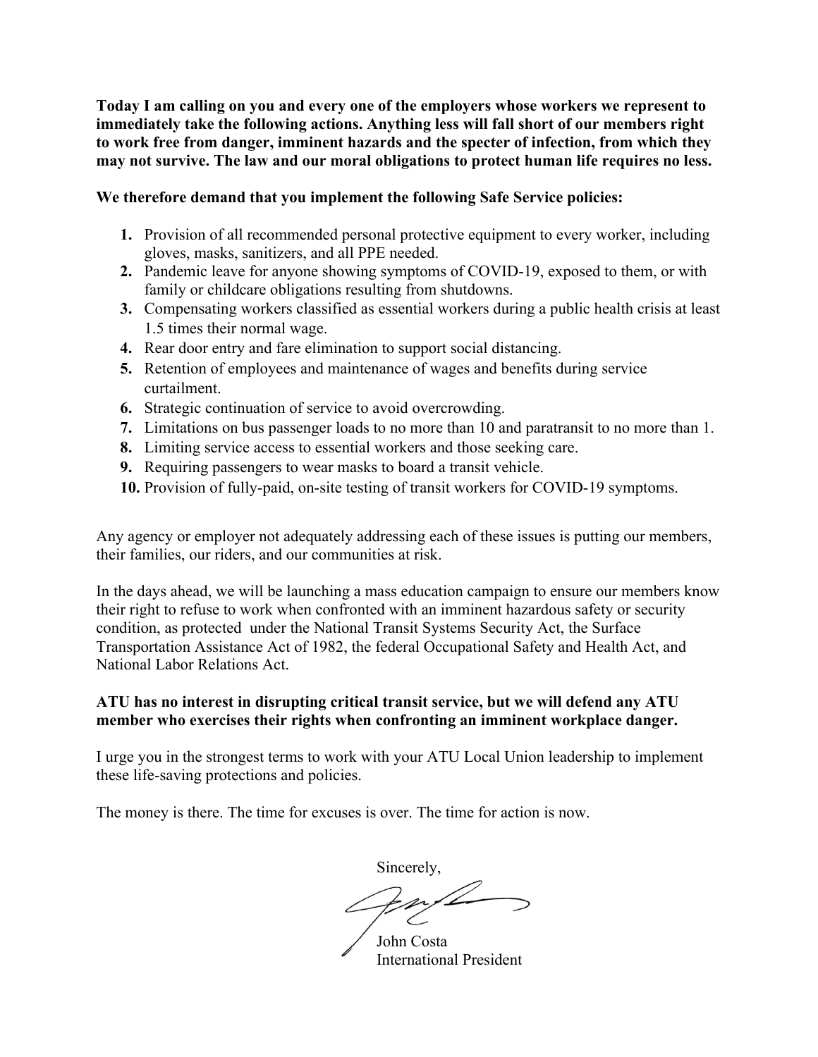**Today I am calling on you and every one of the employers whose workers we represent to immediately take the following actions. Anything less will fall short of our members right to work free from danger, imminent hazards and the specter of infection, from which they may not survive. The law and our moral obligations to protect human life requires no less.**

**We therefore demand that you implement the following Safe Service policies:**

1. Provision of all recommended personal protective equipment to every worker, including gloves, masks, sanitizers, and all PPE needed.
2. Pandemic leave for anyone showing symptoms of COVID-19, exposed to them, or with family or childcare obligations resulting from shutdowns.
3. Compensating workers classified as essential workers during a public health crisis at least 1.5 times their normal wage.
4. Rear door entry and fare elimination to support social distancing.
5. Retention of employees and maintenance of wages and benefits during service curtailment.
6. Strategic continuation of service to avoid overcrowding.
7. Limitations on bus passenger loads to no more than 10 and paratransit to no more than 1.
8. Limiting service access to essential workers and those seeking care.
9. Requiring passengers to wear masks to board a transit vehicle.
10. Provision of fully-paid, on-site testing of transit workers for COVID-19 symptoms.

Any agency or employer not adequately addressing each of these issues is putting our members, their families, our riders, and our communities at risk.

In the days ahead, we will be launching a mass education campaign to ensure our members know their right to refuse to work when confronted with an imminent hazardous safety or security condition, as protected under the National Transit Systems Security Act, the Surface Transportation Assistance Act of 1982, the federal Occupational Safety and Health Act, and National Labor Relations Act.

**ATU has no interest in disrupting critical transit service, but we will defend any ATU member who exercises their rights when confronting an imminent workplace danger.**

I urge you in the strongest terms to work with your ATU Local Union leadership to implement these life-saving protections and policies.

The money is there. The time for excuses is over. The time for action is now.

Sincerely,

John Costa
International President